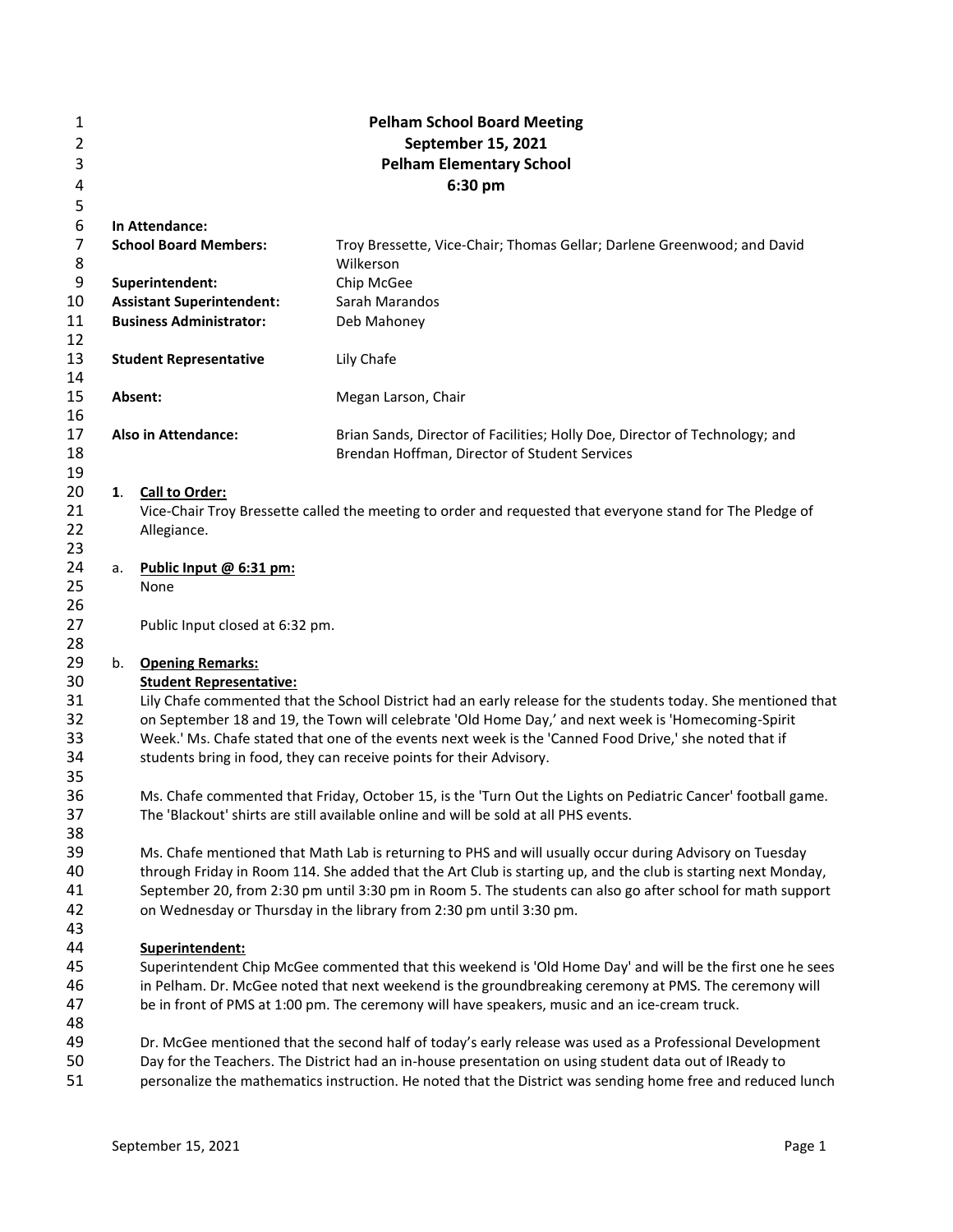# Pelham School Board Meeting
## September 15, 2021
## Pelham Elementary School
## 6:30 pm

**In Attendance:**

| | |
|---|---|
| **School Board Members:** | Troy Bressette, Vice-Chair; Thomas Gellar; Darlene Greenwood; and David Wilkerson |
| **Superintendent:** | Chip McGee |
| **Assistant Superintendent:** | Sarah Marandos |
| **Business Administrator:** | Deb Mahoney |
| **Student Representative** | Lily Chafe |
| **Absent:** | Megan Larson, Chair |
| **Also in Attendance:** | Brian Sands, Director of Facilities; Holly Doe, Director of Technology; and Brendan Hoffman, Director of Student Services |

**1. Call to Order:**

Vice-Chair Troy Bressette called the meeting to order and requested that everyone stand for The Pledge of Allegiance.

a. **Public Input @ 6:31 pm:**

None

Public Input closed at 6:32 pm.

b. **Opening Remarks:**

**Student Representative:**

Lily Chafe commented that the School District had an early release for the students today. She mentioned that on September 18 and 19, the Town will celebrate 'Old Home Day,' and next week is 'Homecoming-Spirit Week.' Ms. Chafe stated that one of the events next week is the 'Canned Food Drive,' she noted that if students bring in food, they can receive points for their Advisory.

Ms. Chafe commented that Friday, October 15, is the 'Turn Out the Lights on Pediatric Cancer' football game. The 'Blackout' shirts are still available online and will be sold at all PHS events.

Ms. Chafe mentioned that Math Lab is returning to PHS and will usually occur during Advisory on Tuesday through Friday in Room 114. She added that the Art Club is starting up, and the club is starting next Monday, September 20, from 2:30 pm until 3:30 pm in Room 5. The students can also go after school for math support on Wednesday or Thursday in the library from 2:30 pm until 3:30 pm.

**Superintendent:**

Superintendent Chip McGee commented that this weekend is 'Old Home Day' and will be the first one he sees in Pelham. Dr. McGee noted that next weekend is the groundbreaking ceremony at PMS. The ceremony will be in front of PMS at 1:00 pm. The ceremony will have speakers, music and an ice-cream truck.

Dr. McGee mentioned that the second half of today's early release was used as a Professional Development Day for the Teachers. The District had an in-house presentation on using student data out of IReady to personalize the mathematics instruction. He noted that the District was sending home free and reduced lunch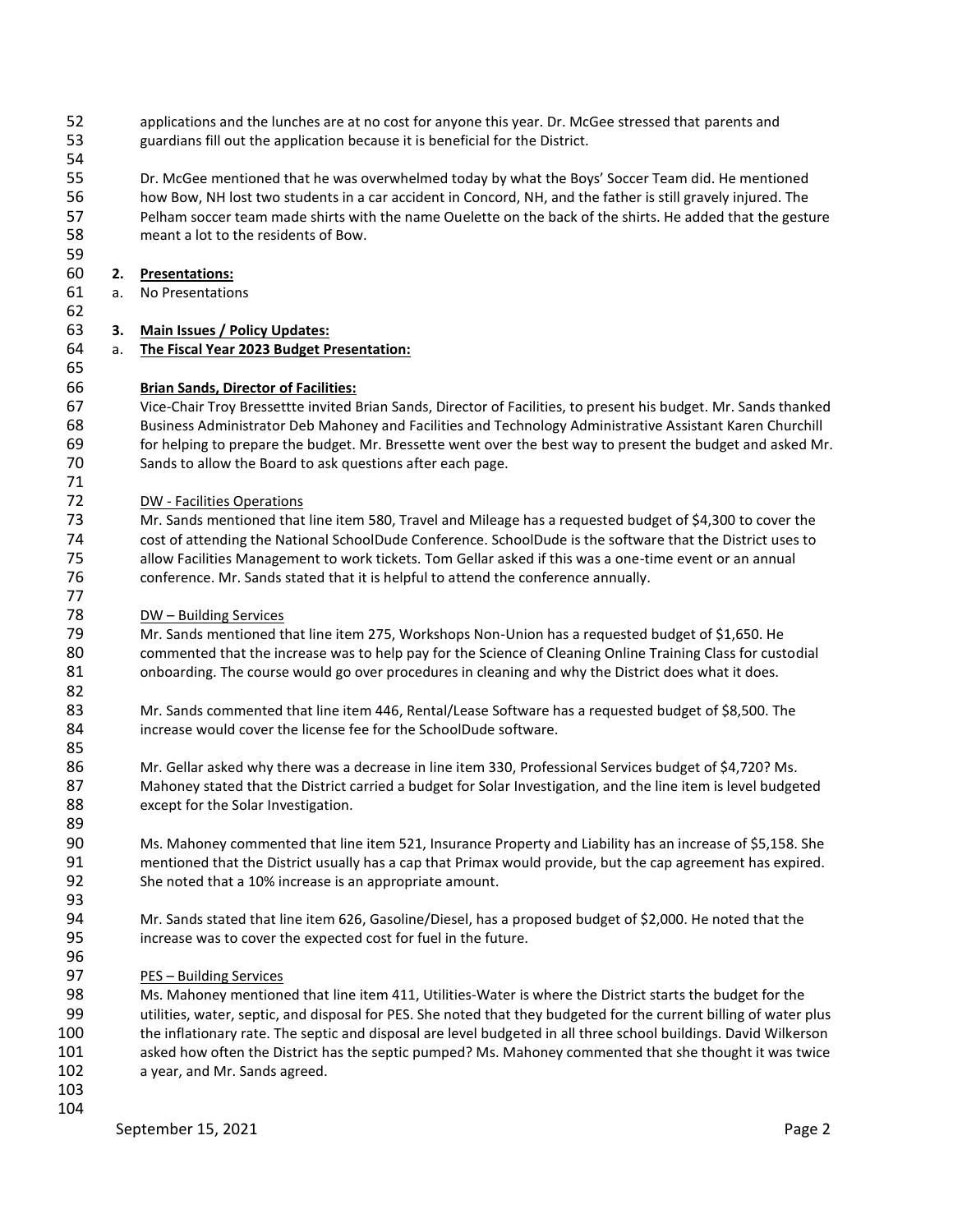applications and the lunches are at no cost for anyone this year. Dr. McGee stressed that parents and guardians fill out the application because it is beneficial for the District.

Dr. McGee mentioned that he was overwhelmed today by what the Boys' Soccer Team did. He mentioned how Bow, NH lost two students in a car accident in Concord, NH, and the father is still gravely injured. The Pelham soccer team made shirts with the name Ouelette on the back of the shirts. He added that the gesture meant a lot to the residents of Bow.

**2. Presentations:**

a. No Presentations

**3. Main Issues / Policy Updates:**

a. **The Fiscal Year 2023 Budget Presentation:**

**Brian Sands, Director of Facilities:**

Vice-Chair Troy Bressettte invited Brian Sands, Director of Facilities, to present his budget. Mr. Sands thanked Business Administrator Deb Mahoney and Facilities and Technology Administrative Assistant Karen Churchill for helping to prepare the budget. Mr. Bressette went over the best way to present the budget and asked Mr. Sands to allow the Board to ask questions after each page.

DW - Facilities Operations

Mr. Sands mentioned that line item 580, Travel and Mileage has a requested budget of $4,300 to cover the cost of attending the National SchoolDude Conference. SchoolDude is the software that the District uses to allow Facilities Management to work tickets. Tom Gellar asked if this was a one-time event or an annual conference. Mr. Sands stated that it is helpful to attend the conference annually.

DW – Building Services

Mr. Sands mentioned that line item 275, Workshops Non-Union has a requested budget of $1,650. He commented that the increase was to help pay for the Science of Cleaning Online Training Class for custodial onboarding. The course would go over procedures in cleaning and why the District does what it does.

Mr. Sands commented that line item 446, Rental/Lease Software has a requested budget of $8,500. The increase would cover the license fee for the SchoolDude software.

Mr. Gellar asked why there was a decrease in line item 330, Professional Services budget of $4,720? Ms. Mahoney stated that the District carried a budget for Solar Investigation, and the line item is level budgeted except for the Solar Investigation.

Ms. Mahoney commented that line item 521, Insurance Property and Liability has an increase of $5,158. She mentioned that the District usually has a cap that Primax would provide, but the cap agreement has expired. She noted that a 10% increase is an appropriate amount.

Mr. Sands stated that line item 626, Gasoline/Diesel, has a proposed budget of $2,000. He noted that the increase was to cover the expected cost for fuel in the future.

PES – Building Services

Ms. Mahoney mentioned that line item 411, Utilities-Water is where the District starts the budget for the utilities, water, septic, and disposal for PES. She noted that they budgeted for the current billing of water plus the inflationary rate. The septic and disposal are level budgeted in all three school buildings. David Wilkerson asked how often the District has the septic pumped? Ms. Mahoney commented that she thought it was twice a year, and Mr. Sands agreed.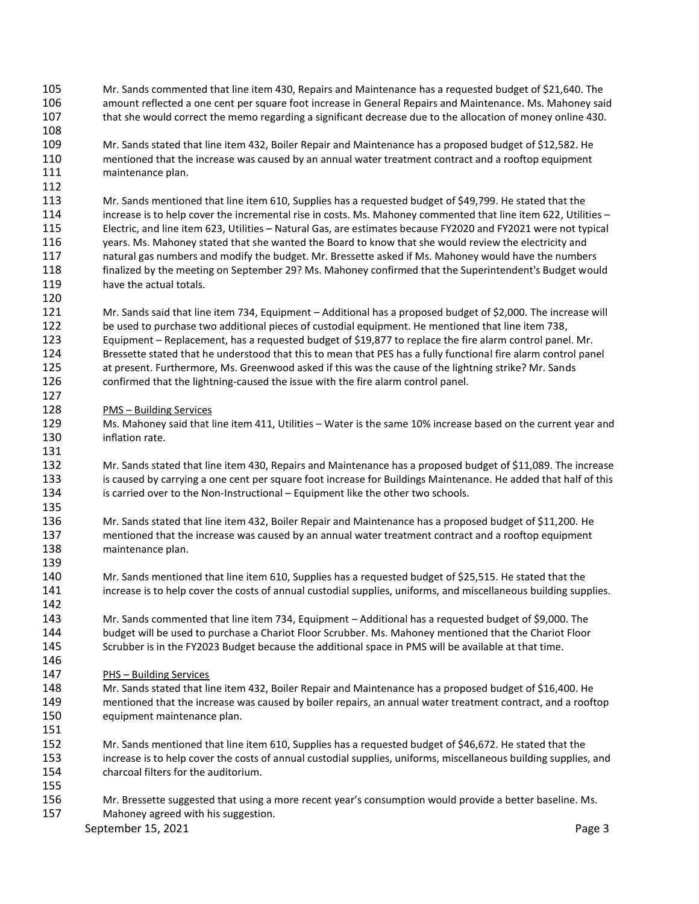Mr. Sands commented that line item 430, Repairs and Maintenance has a requested budget of $21,640. The amount reflected a one cent per square foot increase in General Repairs and Maintenance. Ms. Mahoney said that she would correct the memo regarding a significant decrease due to the allocation of money online 430.

Mr. Sands stated that line item 432, Boiler Repair and Maintenance has a proposed budget of $12,582. He mentioned that the increase was caused by an annual water treatment contract and a rooftop equipment maintenance plan.

Mr. Sands mentioned that line item 610, Supplies has a requested budget of $49,799. He stated that the increase is to help cover the incremental rise in costs. Ms. Mahoney commented that line item 622, Utilities – Electric, and line item 623, Utilities – Natural Gas, are estimates because FY2020 and FY2021 were not typical years. Ms. Mahoney stated that she wanted the Board to know that she would review the electricity and natural gas numbers and modify the budget. Mr. Bressette asked if Ms. Mahoney would have the numbers finalized by the meeting on September 29? Ms. Mahoney confirmed that the Superintendent's Budget would have the actual totals.

Mr. Sands said that line item 734, Equipment – Additional has a proposed budget of $2,000. The increase will be used to purchase two additional pieces of custodial equipment. He mentioned that line item 738, Equipment – Replacement, has a requested budget of $19,877 to replace the fire alarm control panel. Mr. Bressette stated that he understood that this to mean that PES has a fully functional fire alarm control panel at present. Furthermore, Ms. Greenwood asked if this was the cause of the lightning strike? Mr. Sands confirmed that the lightning-caused the issue with the fire alarm control panel.

PMS – Building Services

Ms. Mahoney said that line item 411, Utilities – Water is the same 10% increase based on the current year and inflation rate.

Mr. Sands stated that line item 430, Repairs and Maintenance has a proposed budget of $11,089. The increase is caused by carrying a one cent per square foot increase for Buildings Maintenance. He added that half of this is carried over to the Non-Instructional – Equipment like the other two schools.

Mr. Sands stated that line item 432, Boiler Repair and Maintenance has a proposed budget of $11,200. He mentioned that the increase was caused by an annual water treatment contract and a rooftop equipment maintenance plan.

Mr. Sands mentioned that line item 610, Supplies has a requested budget of $25,515. He stated that the increase is to help cover the costs of annual custodial supplies, uniforms, and miscellaneous building supplies.

Mr. Sands commented that line item 734, Equipment – Additional has a requested budget of $9,000. The budget will be used to purchase a Chariot Floor Scrubber. Ms. Mahoney mentioned that the Chariot Floor Scrubber is in the FY2023 Budget because the additional space in PMS will be available at that time.

PHS – Building Services

Mr. Sands stated that line item 432, Boiler Repair and Maintenance has a proposed budget of $16,400. He mentioned that the increase was caused by boiler repairs, an annual water treatment contract, and a rooftop equipment maintenance plan.

Mr. Sands mentioned that line item 610, Supplies has a requested budget of $46,672. He stated that the increase is to help cover the costs of annual custodial supplies, uniforms, miscellaneous building supplies, and charcoal filters for the auditorium.

Mr. Bressette suggested that using a more recent year's consumption would provide a better baseline. Ms. Mahoney agreed with his suggestion.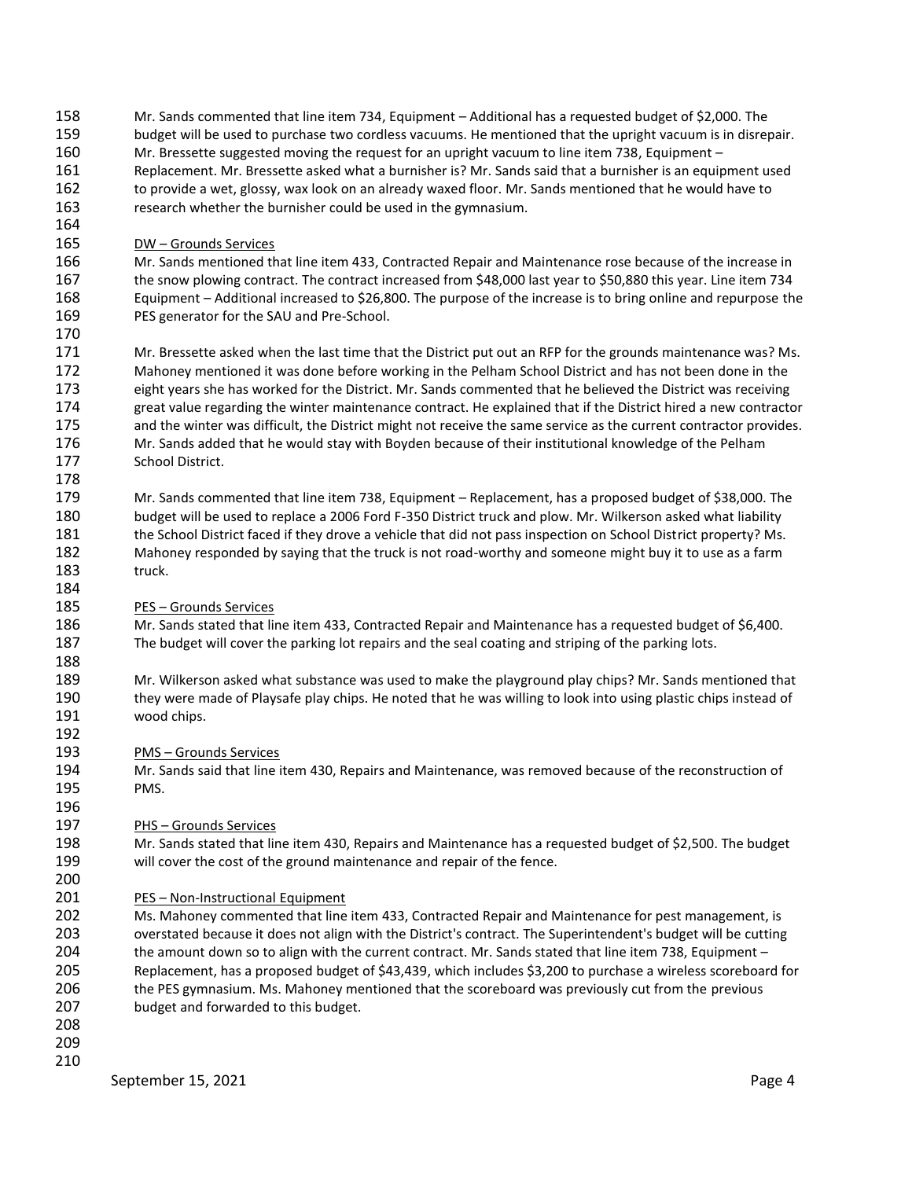Mr. Sands commented that line item 734, Equipment – Additional has a requested budget of $2,000. The budget will be used to purchase two cordless vacuums. He mentioned that the upright vacuum is in disrepair. Mr. Bressette suggested moving the request for an upright vacuum to line item 738, Equipment – Replacement. Mr. Bressette asked what a burnisher is? Mr. Sands said that a burnisher is an equipment used to provide a wet, glossy, wax look on an already waxed floor. Mr. Sands mentioned that he would have to research whether the burnisher could be used in the gymnasium.

DW – Grounds Services

Mr. Sands mentioned that line item 433, Contracted Repair and Maintenance rose because of the increase in the snow plowing contract. The contract increased from $48,000 last year to $50,880 this year. Line item 734 Equipment – Additional increased to $26,800. The purpose of the increase is to bring online and repurpose the PES generator for the SAU and Pre-School.

Mr. Bressette asked when the last time that the District put out an RFP for the grounds maintenance was? Ms. Mahoney mentioned it was done before working in the Pelham School District and has not been done in the eight years she has worked for the District. Mr. Sands commented that he believed the District was receiving great value regarding the winter maintenance contract. He explained that if the District hired a new contractor and the winter was difficult, the District might not receive the same service as the current contractor provides. Mr. Sands added that he would stay with Boyden because of their institutional knowledge of the Pelham School District.

Mr. Sands commented that line item 738, Equipment – Replacement, has a proposed budget of $38,000. The budget will be used to replace a 2006 Ford F-350 District truck and plow. Mr. Wilkerson asked what liability the School District faced if they drove a vehicle that did not pass inspection on School District property? Ms. Mahoney responded by saying that the truck is not road-worthy and someone might buy it to use as a farm truck.

PES – Grounds Services

Mr. Sands stated that line item 433, Contracted Repair and Maintenance has a requested budget of $6,400. The budget will cover the parking lot repairs and the seal coating and striping of the parking lots.

Mr. Wilkerson asked what substance was used to make the playground play chips? Mr. Sands mentioned that they were made of Playsafe play chips. He noted that he was willing to look into using plastic chips instead of wood chips.

PMS – Grounds Services

Mr. Sands said that line item 430, Repairs and Maintenance, was removed because of the reconstruction of PMS.

PHS – Grounds Services

Mr. Sands stated that line item 430, Repairs and Maintenance has a requested budget of $2,500. The budget will cover the cost of the ground maintenance and repair of the fence.

PES – Non-Instructional Equipment

Ms. Mahoney commented that line item 433, Contracted Repair and Maintenance for pest management, is overstated because it does not align with the District's contract. The Superintendent's budget will be cutting the amount down so to align with the current contract. Mr. Sands stated that line item 738, Equipment – Replacement, has a proposed budget of $43,439, which includes $3,200 to purchase a wireless scoreboard for the PES gymnasium. Ms. Mahoney mentioned that the scoreboard was previously cut from the previous budget and forwarded to this budget.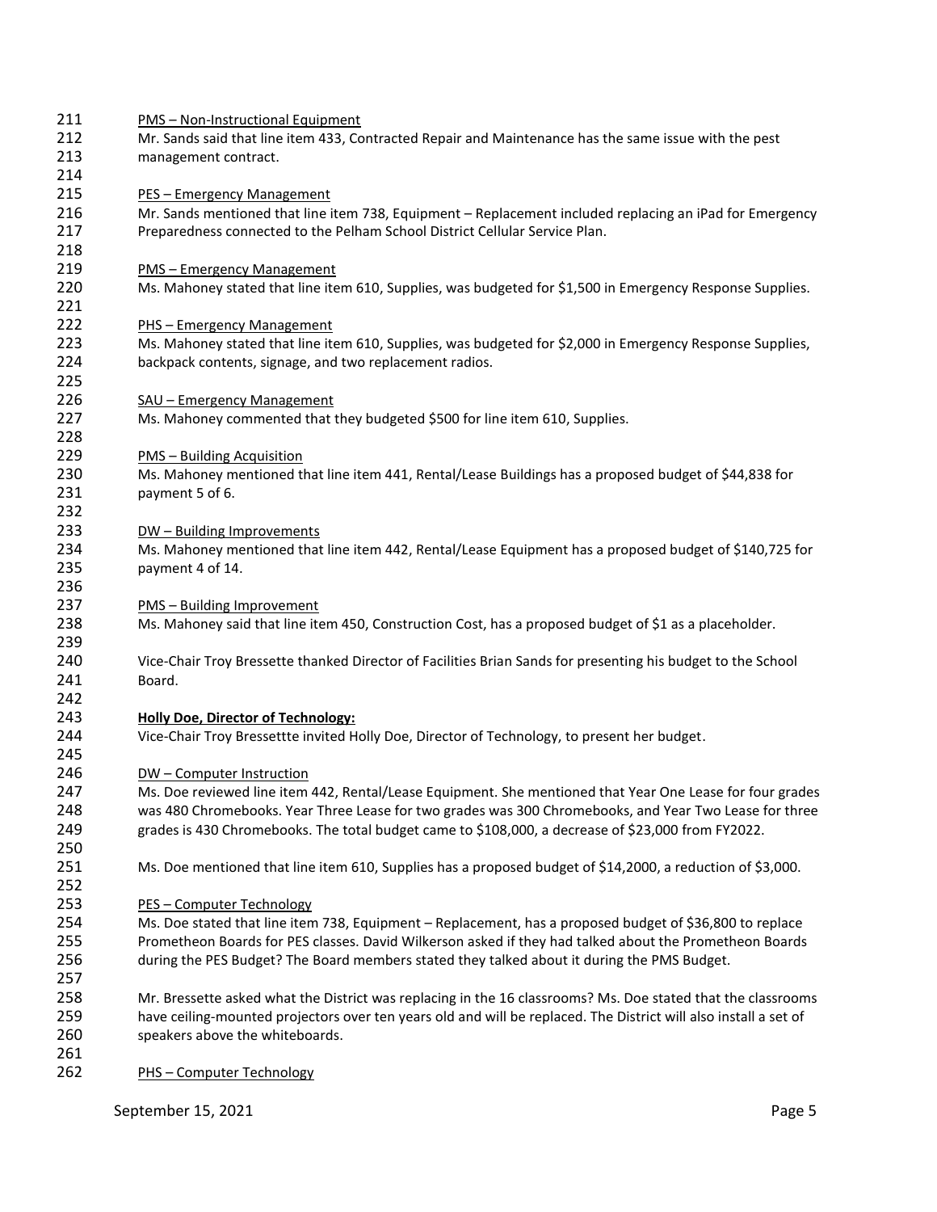PMS – Non-Instructional Equipment

Mr. Sands said that line item 433, Contracted Repair and Maintenance has the same issue with the pest management contract.

PES – Emergency Management

Mr. Sands mentioned that line item 738, Equipment – Replacement included replacing an iPad for Emergency Preparedness connected to the Pelham School District Cellular Service Plan.

PMS – Emergency Management

Ms. Mahoney stated that line item 610, Supplies, was budgeted for $1,500 in Emergency Response Supplies.

PHS – Emergency Management

Ms. Mahoney stated that line item 610, Supplies, was budgeted for $2,000 in Emergency Response Supplies, backpack contents, signage, and two replacement radios.

SAU – Emergency Management

Ms. Mahoney commented that they budgeted $500 for line item 610, Supplies.

PMS – Building Acquisition

Ms. Mahoney mentioned that line item 441, Rental/Lease Buildings has a proposed budget of $44,838 for payment 5 of 6.

DW – Building Improvements

Ms. Mahoney mentioned that line item 442, Rental/Lease Equipment has a proposed budget of $140,725 for payment 4 of 14.

PMS – Building Improvement

Ms. Mahoney said that line item 450, Construction Cost, has a proposed budget of $1 as a placeholder.

Vice-Chair Troy Bressette thanked Director of Facilities Brian Sands for presenting his budget to the School Board.

**Holly Doe, Director of Technology:**

Vice-Chair Troy Bressettte invited Holly Doe, Director of Technology, to present her budget.

DW – Computer Instruction

Ms. Doe reviewed line item 442, Rental/Lease Equipment. She mentioned that Year One Lease for four grades was 480 Chromebooks. Year Three Lease for two grades was 300 Chromebooks, and Year Two Lease for three grades is 430 Chromebooks. The total budget came to $108,000, a decrease of $23,000 from FY2022.

Ms. Doe mentioned that line item 610, Supplies has a proposed budget of $14,2000, a reduction of $3,000.

PES – Computer Technology

Ms. Doe stated that line item 738, Equipment – Replacement, has a proposed budget of $36,800 to replace Prometheon Boards for PES classes. David Wilkerson asked if they had talked about the Prometheon Boards during the PES Budget? The Board members stated they talked about it during the PMS Budget.

Mr. Bressette asked what the District was replacing in the 16 classrooms? Ms. Doe stated that the classrooms have ceiling-mounted projectors over ten years old and will be replaced. The District will also install a set of speakers above the whiteboards.

PHS – Computer Technology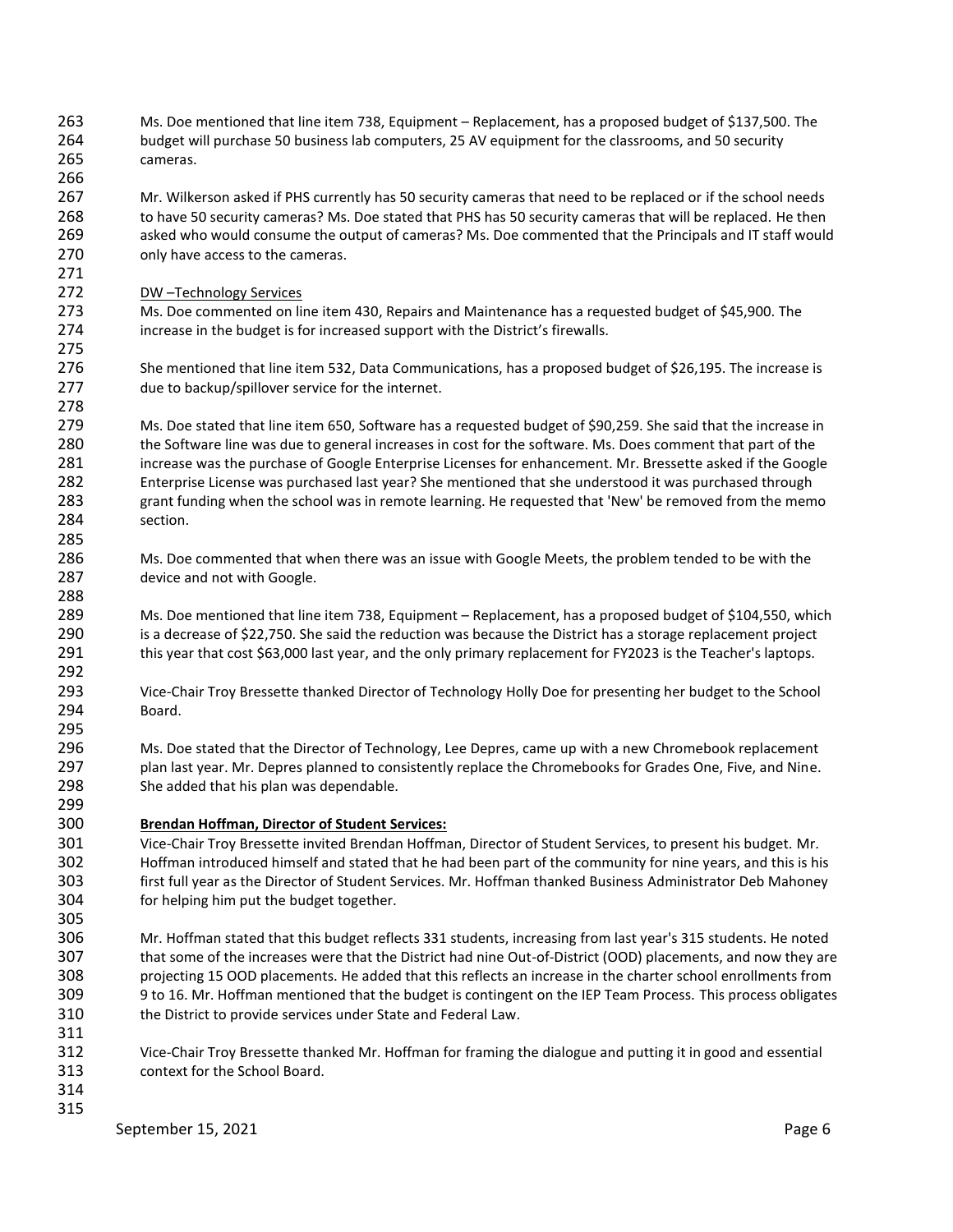Ms. Doe mentioned that line item 738, Equipment – Replacement, has a proposed budget of $137,500. The budget will purchase 50 business lab computers, 25 AV equipment for the classrooms, and 50 security cameras.

Mr. Wilkerson asked if PHS currently has 50 security cameras that need to be replaced or if the school needs to have 50 security cameras? Ms. Doe stated that PHS has 50 security cameras that will be replaced. He then asked who would consume the output of cameras? Ms. Doe commented that the Principals and IT staff would only have access to the cameras.

DW –Technology Services

Ms. Doe commented on line item 430, Repairs and Maintenance has a requested budget of $45,900. The increase in the budget is for increased support with the District's firewalls.

She mentioned that line item 532, Data Communications, has a proposed budget of $26,195. The increase is due to backup/spillover service for the internet.

Ms. Doe stated that line item 650, Software has a requested budget of $90,259. She said that the increase in the Software line was due to general increases in cost for the software. Ms. Does comment that part of the increase was the purchase of Google Enterprise Licenses for enhancement. Mr. Bressette asked if the Google Enterprise License was purchased last year? She mentioned that she understood it was purchased through grant funding when the school was in remote learning. He requested that 'New' be removed from the memo section.

Ms. Doe commented that when there was an issue with Google Meets, the problem tended to be with the device and not with Google.

Ms. Doe mentioned that line item 738, Equipment – Replacement, has a proposed budget of $104,550, which is a decrease of $22,750. She said the reduction was because the District has a storage replacement project this year that cost $63,000 last year, and the only primary replacement for FY2023 is the Teacher's laptops.

Vice-Chair Troy Bressette thanked Director of Technology Holly Doe for presenting her budget to the School Board.

Ms. Doe stated that the Director of Technology, Lee Depres, came up with a new Chromebook replacement plan last year. Mr. Depres planned to consistently replace the Chromebooks for Grades One, Five, and Nine. She added that his plan was dependable.

**Brendan Hoffman, Director of Student Services:**

Vice-Chair Troy Bressette invited Brendan Hoffman, Director of Student Services, to present his budget. Mr. Hoffman introduced himself and stated that he had been part of the community for nine years, and this is his first full year as the Director of Student Services. Mr. Hoffman thanked Business Administrator Deb Mahoney for helping him put the budget together.

Mr. Hoffman stated that this budget reflects 331 students, increasing from last year's 315 students. He noted that some of the increases were that the District had nine Out-of-District (OOD) placements, and now they are projecting 15 OOD placements. He added that this reflects an increase in the charter school enrollments from 9 to 16. Mr. Hoffman mentioned that the budget is contingent on the IEP Team Process. This process obligates the District to provide services under State and Federal Law.

Vice-Chair Troy Bressette thanked Mr. Hoffman for framing the dialogue and putting it in good and essential context for the School Board.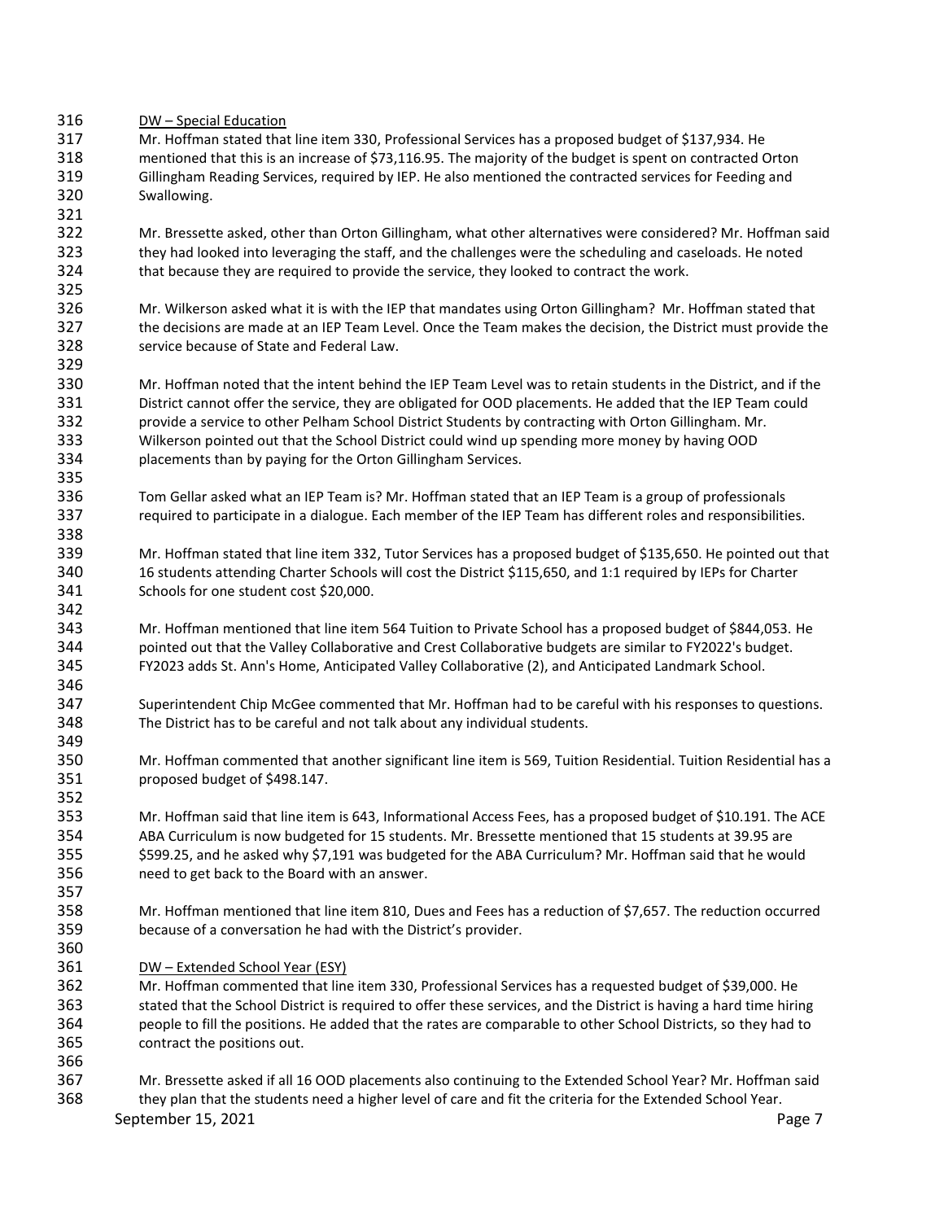DW – Special Education

Mr. Hoffman stated that line item 330, Professional Services has a proposed budget of $137,934. He mentioned that this is an increase of $73,116.95. The majority of the budget is spent on contracted Orton Gillingham Reading Services, required by IEP. He also mentioned the contracted services for Feeding and Swallowing.

Mr. Bressette asked, other than Orton Gillingham, what other alternatives were considered? Mr. Hoffman said they had looked into leveraging the staff, and the challenges were the scheduling and caseloads. He noted that because they are required to provide the service, they looked to contract the work.

Mr. Wilkerson asked what it is with the IEP that mandates using Orton Gillingham? Mr. Hoffman stated that the decisions are made at an IEP Team Level. Once the Team makes the decision, the District must provide the service because of State and Federal Law.

Mr. Hoffman noted that the intent behind the IEP Team Level was to retain students in the District, and if the District cannot offer the service, they are obligated for OOD placements. He added that the IEP Team could provide a service to other Pelham School District Students by contracting with Orton Gillingham. Mr. Wilkerson pointed out that the School District could wind up spending more money by having OOD placements than by paying for the Orton Gillingham Services.

Tom Gellar asked what an IEP Team is? Mr. Hoffman stated that an IEP Team is a group of professionals required to participate in a dialogue. Each member of the IEP Team has different roles and responsibilities.

Mr. Hoffman stated that line item 332, Tutor Services has a proposed budget of $135,650. He pointed out that 16 students attending Charter Schools will cost the District $115,650, and 1:1 required by IEPs for Charter Schools for one student cost $20,000.

Mr. Hoffman mentioned that line item 564 Tuition to Private School has a proposed budget of $844,053. He pointed out that the Valley Collaborative and Crest Collaborative budgets are similar to FY2022's budget. FY2023 adds St. Ann's Home, Anticipated Valley Collaborative (2), and Anticipated Landmark School.

Superintendent Chip McGee commented that Mr. Hoffman had to be careful with his responses to questions. The District has to be careful and not talk about any individual students.

Mr. Hoffman commented that another significant line item is 569, Tuition Residential. Tuition Residential has a proposed budget of $498.147.

Mr. Hoffman said that line item is 643, Informational Access Fees, has a proposed budget of $10.191. The ACE ABA Curriculum is now budgeted for 15 students. Mr. Bressette mentioned that 15 students at 39.95 are $599.25, and he asked why $7,191 was budgeted for the ABA Curriculum? Mr. Hoffman said that he would need to get back to the Board with an answer.

Mr. Hoffman mentioned that line item 810, Dues and Fees has a reduction of $7,657. The reduction occurred because of a conversation he had with the District's provider.

DW – Extended School Year (ESY)

Mr. Hoffman commented that line item 330, Professional Services has a requested budget of $39,000. He stated that the School District is required to offer these services, and the District is having a hard time hiring people to fill the positions. He added that the rates are comparable to other School Districts, so they had to contract the positions out.

Mr. Bressette asked if all 16 OOD placements also continuing to the Extended School Year? Mr. Hoffman said they plan that the students need a higher level of care and fit the criteria for the Extended School Year.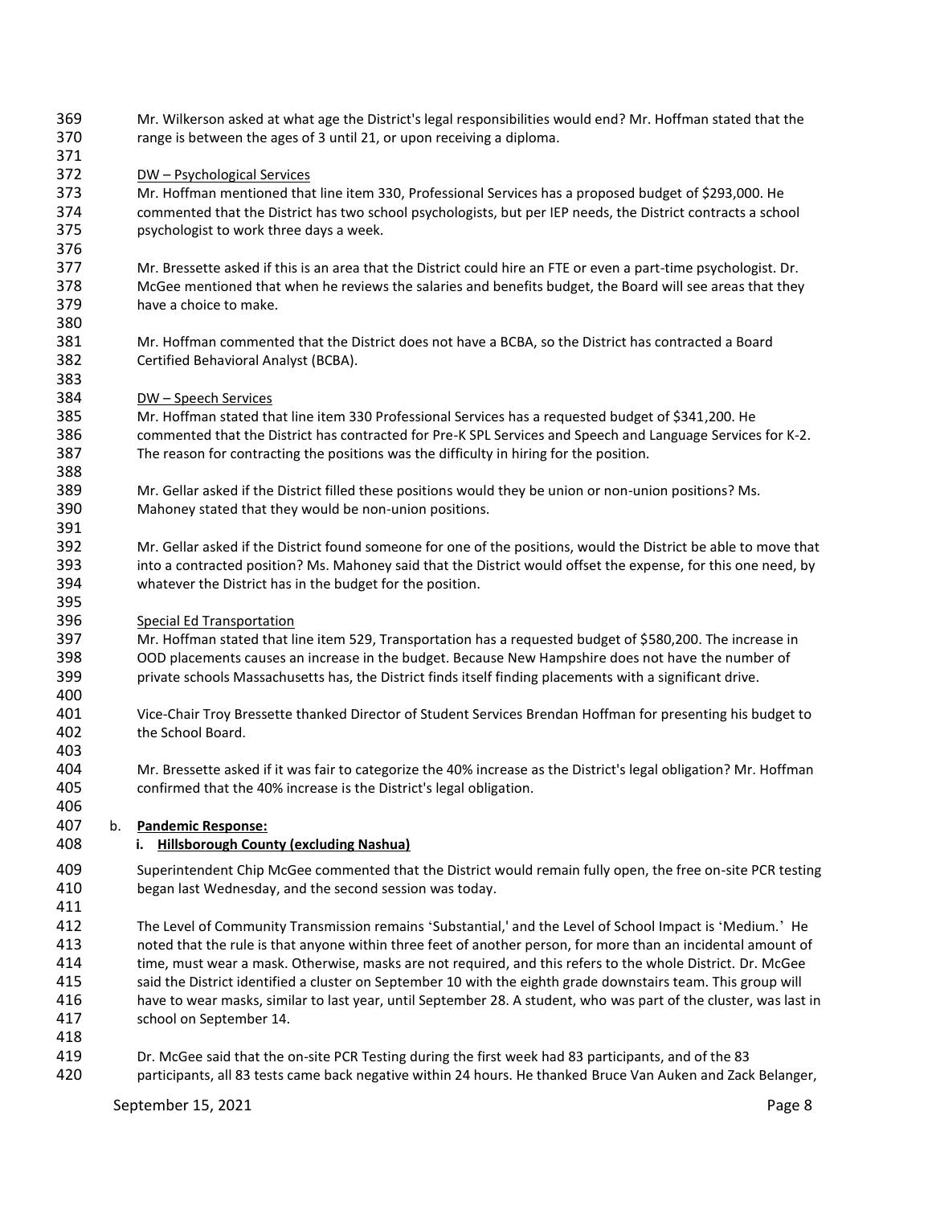Mr. Wilkerson asked at what age the District's legal responsibilities would end? Mr. Hoffman stated that the range is between the ages of 3 until 21, or upon receiving a diploma.

<u>DW – Psychological Services</u>

Mr. Hoffman mentioned that line item 330, Professional Services has a proposed budget of $293,000. He commented that the District has two school psychologists, but per IEP needs, the District contracts a school psychologist to work three days a week.

Mr. Bressette asked if this is an area that the District could hire an FTE or even a part-time psychologist. Dr. McGee mentioned that when he reviews the salaries and benefits budget, the Board will see areas that they have a choice to make.

Mr. Hoffman commented that the District does not have a BCBA, so the District has contracted a Board Certified Behavioral Analyst (BCBA).

<u>DW – Speech Services</u>

Mr. Hoffman stated that line item 330 Professional Services has a requested budget of $341,200. He commented that the District has contracted for Pre-K SPL Services and Speech and Language Services for K-2. The reason for contracting the positions was the difficulty in hiring for the position.

Mr. Gellar asked if the District filled these positions would they be union or non-union positions? Ms. Mahoney stated that they would be non-union positions.

Mr. Gellar asked if the District found someone for one of the positions, would the District be able to move that into a contracted position? Ms. Mahoney said that the District would offset the expense, for this one need, by whatever the District has in the budget for the position.

<u>Special Ed Transportation</u>

Mr. Hoffman stated that line item 529, Transportation has a requested budget of $580,200. The increase in OOD placements causes an increase in the budget. Because New Hampshire does not have the number of private schools Massachusetts has, the District finds itself finding placements with a significant drive.

Vice-Chair Troy Bressette thanked Director of Student Services Brendan Hoffman for presenting his budget to the School Board.

Mr. Bressette asked if it was fair to categorize the 40% increase as the District's legal obligation? Mr. Hoffman confirmed that the 40% increase is the District's legal obligation.

b. **<u>Pandemic Response:</u>**

**i. <u>Hillsborough County (excluding Nashua)</u>**

Superintendent Chip McGee commented that the District would remain fully open, the free on-site PCR testing began last Wednesday, and the second session was today.

The Level of Community Transmission remains 'Substantial,' and the Level of School Impact is 'Medium.' He noted that the rule is that anyone within three feet of another person, for more than an incidental amount of time, must wear a mask. Otherwise, masks are not required, and this refers to the whole District. Dr. McGee said the District identified a cluster on September 10 with the eighth grade downstairs team. This group will have to wear masks, similar to last year, until September 28. A student, who was part of the cluster, was last in school on September 14.

Dr. McGee said that the on-site PCR Testing during the first week had 83 participants, and of the 83 participants, all 83 tests came back negative within 24 hours. He thanked Bruce Van Auken and Zack Belanger,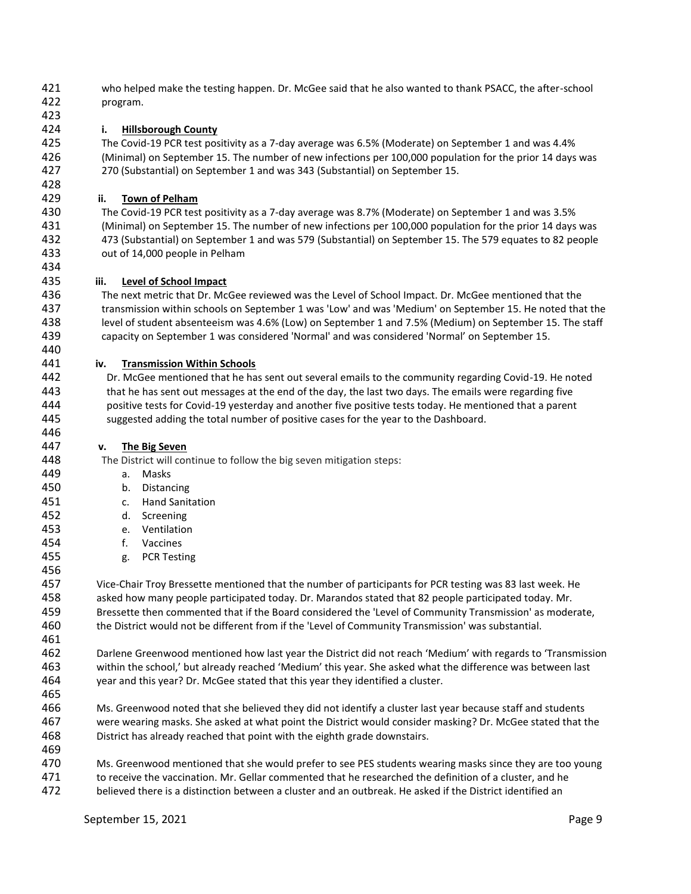who helped make the testing happen. Dr. McGee said that he also wanted to thank PSACC, the after-school program.

**i. Hillsborough County**

The Covid-19 PCR test positivity as a 7-day average was 6.5% (Moderate) on September 1 and was 4.4% (Minimal) on September 15. The number of new infections per 100,000 population for the prior 14 days was 270 (Substantial) on September 1 and was 343 (Substantial) on September 15.

**ii. Town of Pelham**

The Covid-19 PCR test positivity as a 7-day average was 8.7% (Moderate) on September 1 and was 3.5% (Minimal) on September 15. The number of new infections per 100,000 population for the prior 14 days was 473 (Substantial) on September 1 and was 579 (Substantial) on September 15. The 579 equates to 82 people out of 14,000 people in Pelham

**iii. Level of School Impact**

The next metric that Dr. McGee reviewed was the Level of School Impact. Dr. McGee mentioned that the transmission within schools on September 1 was 'Low' and was 'Medium' on September 15. He noted that the level of student absenteeism was 4.6% (Low) on September 1 and 7.5% (Medium) on September 15. The staff capacity on September 1 was considered 'Normal' and was considered 'Normal' on September 15.

**iv. Transmission Within Schools**

Dr. McGee mentioned that he has sent out several emails to the community regarding Covid-19. He noted that he has sent out messages at the end of the day, the last two days. The emails were regarding five positive tests for Covid-19 yesterday and another five positive tests today. He mentioned that a parent suggested adding the total number of positive cases for the year to the Dashboard.

**v. The Big Seven**

The District will continue to follow the big seven mitigation steps:

a. Masks
b. Distancing
c. Hand Sanitation
d. Screening
e. Ventilation
f. Vaccines
g. PCR Testing

Vice-Chair Troy Bressette mentioned that the number of participants for PCR testing was 83 last week. He asked how many people participated today. Dr. Marandos stated that 82 people participated today. Mr. Bressette then commented that if the Board considered the 'Level of Community Transmission' as moderate, the District would not be different from if the 'Level of Community Transmission' was substantial.

Darlene Greenwood mentioned how last year the District did not reach 'Medium' with regards to 'Transmission within the school,' but already reached 'Medium' this year. She asked what the difference was between last year and this year? Dr. McGee stated that this year they identified a cluster.

Ms. Greenwood noted that she believed they did not identify a cluster last year because staff and students were wearing masks. She asked at what point the District would consider masking? Dr. McGee stated that the District has already reached that point with the eighth grade downstairs.

Ms. Greenwood mentioned that she would prefer to see PES students wearing masks since they are too young to receive the vaccination. Mr. Gellar commented that he researched the definition of a cluster, and he believed there is a distinction between a cluster and an outbreak. He asked if the District identified an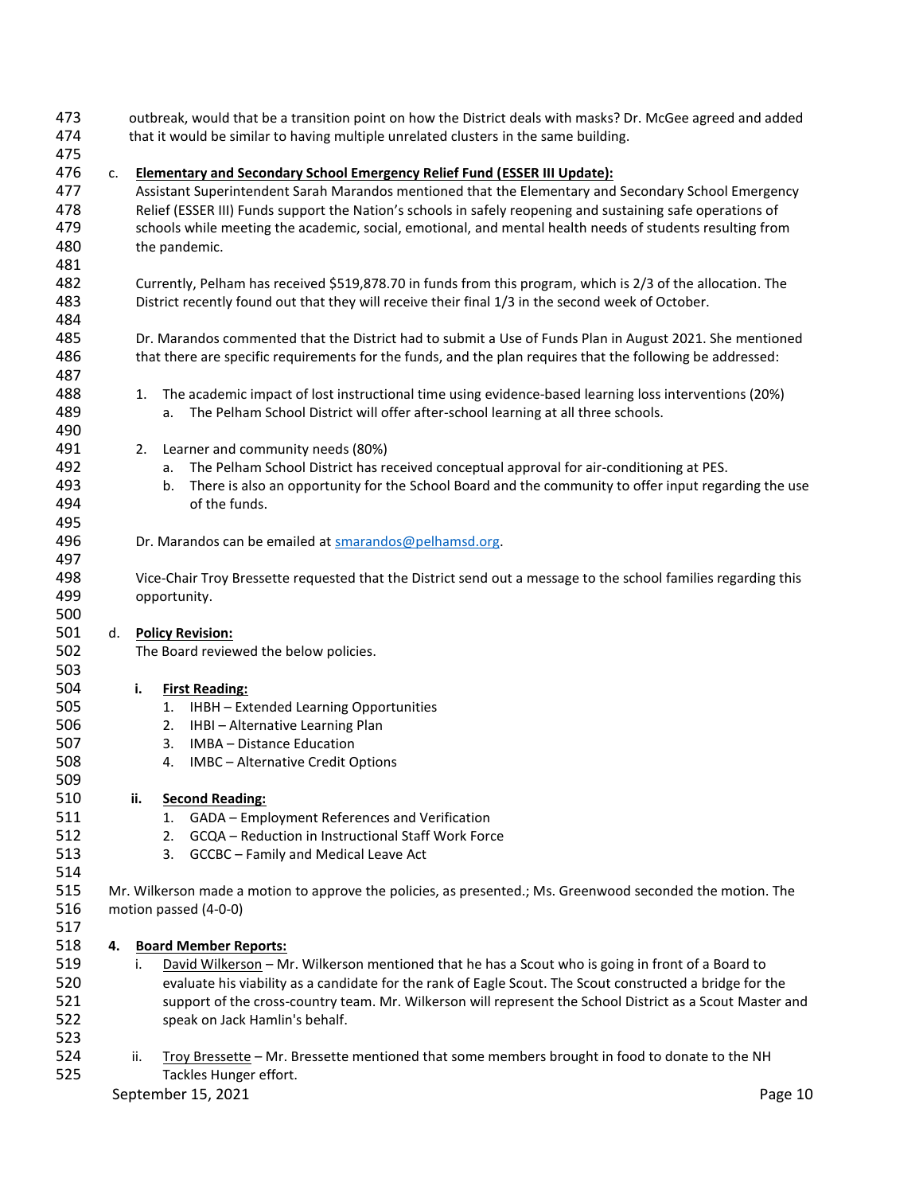outbreak, would that be a transition point on how the District deals with masks? Dr. McGee agreed and added that it would be similar to having multiple unrelated clusters in the same building.

c. **Elementary and Secondary School Emergency Relief Fund (ESSER III Update):**

Assistant Superintendent Sarah Marandos mentioned that the Elementary and Secondary School Emergency Relief (ESSER III) Funds support the Nation's schools in safely reopening and sustaining safe operations of schools while meeting the academic, social, emotional, and mental health needs of students resulting from the pandemic.

Currently, Pelham has received $519,878.70 in funds from this program, which is 2/3 of the allocation. The District recently found out that they will receive their final 1/3 in the second week of October.

Dr. Marandos commented that the District had to submit a Use of Funds Plan in August 2021. She mentioned that there are specific requirements for the funds, and the plan requires that the following be addressed:

1. The academic impact of lost instructional time using evidence-based learning loss interventions (20%)
   a. The Pelham School District will offer after-school learning at all three schools.

2. Learner and community needs (80%)
   a. The Pelham School District has received conceptual approval for air-conditioning at PES.
   b. There is also an opportunity for the School Board and the community to offer input regarding the use of the funds.

Dr. Marandos can be emailed at smarandos@pelhamsd.org.

Vice-Chair Troy Bressette requested that the District send out a message to the school families regarding this opportunity.

d. **Policy Revision:**

The Board reviewed the below policies.

i. **First Reading:**
   1. IHBH – Extended Learning Opportunities
   2. IHBI – Alternative Learning Plan
   3. IMBA – Distance Education
   4. IMBC – Alternative Credit Options

ii. **Second Reading:**
   1. GADA – Employment References and Verification
   2. GCQA – Reduction in Instructional Staff Work Force
   3. GCCBC – Family and Medical Leave Act

Mr. Wilkerson made a motion to approve the policies, as presented.; Ms. Greenwood seconded the motion. The motion passed (4-0-0)

**4. Board Member Reports:**

i. David Wilkerson – Mr. Wilkerson mentioned that he has a Scout who is going in front of a Board to evaluate his viability as a candidate for the rank of Eagle Scout. The Scout constructed a bridge for the support of the cross-country team. Mr. Wilkerson will represent the School District as a Scout Master and speak on Jack Hamlin's behalf.

ii. Troy Bressette – Mr. Bressette mentioned that some members brought in food to donate to the NH Tackles Hunger effort.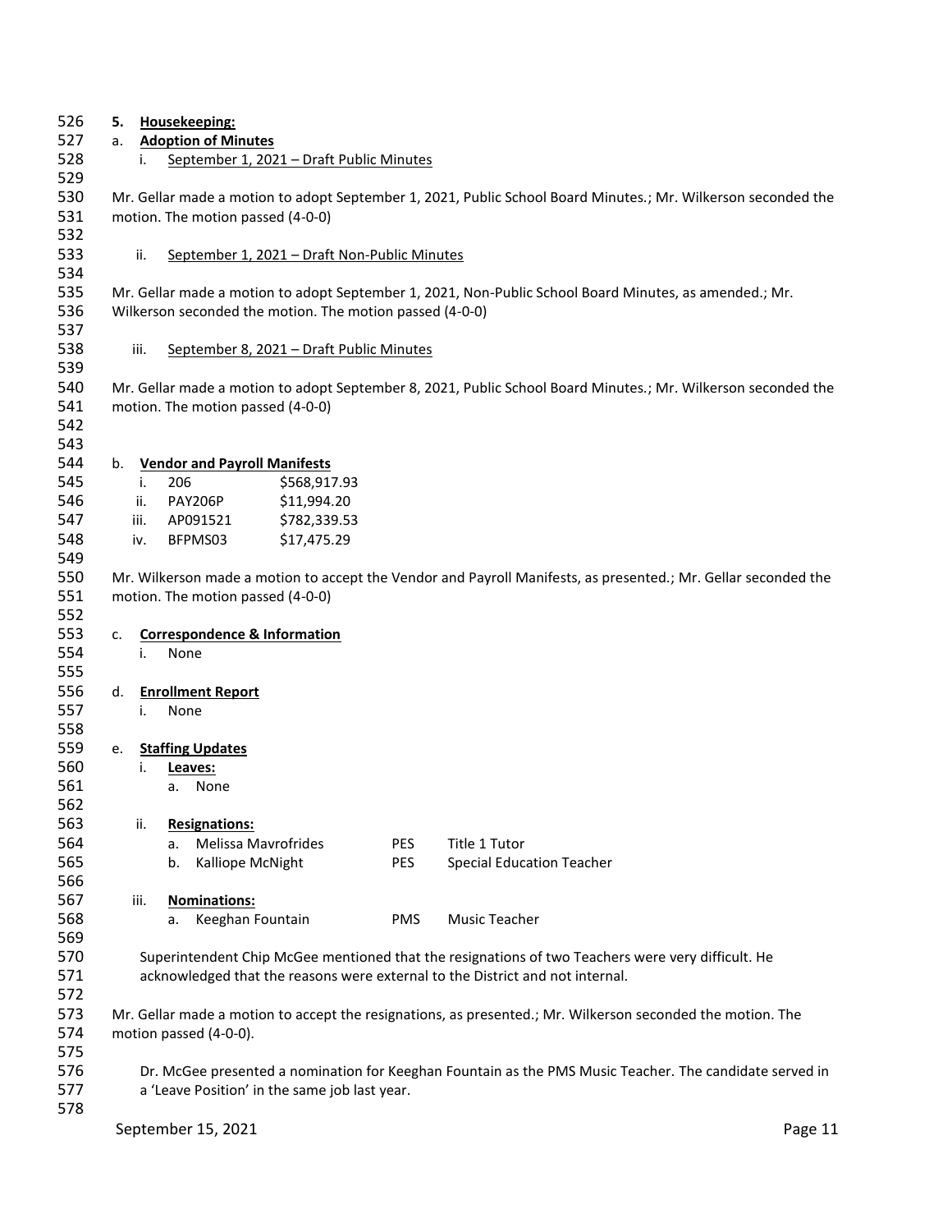**5. Housekeeping:**

a. **Adoption of Minutes**

i. September 1, 2021 – Draft Public Minutes

Mr. Gellar made a motion to adopt September 1, 2021, Public School Board Minutes.; Mr. Wilkerson seconded the motion. The motion passed (4-0-0)

ii. September 1, 2021 – Draft Non-Public Minutes

Mr. Gellar made a motion to adopt September 1, 2021, Non-Public School Board Minutes, as amended.; Mr. Wilkerson seconded the motion. The motion passed (4-0-0)

iii. September 8, 2021 – Draft Public Minutes

Mr. Gellar made a motion to adopt September 8, 2021, Public School Board Minutes.; Mr. Wilkerson seconded the motion. The motion passed (4-0-0)

b. **Vendor and Payroll Manifests**

| | | |
|---|---|---|
| i. | 206 | $568,917.93 |
| ii. | PAY206P | $11,994.20 |
| iii. | AP091521 | $782,339.53 |
| iv. | BFPMS03 | $17,475.29 |

Mr. Wilkerson made a motion to accept the Vendor and Payroll Manifests, as presented.; Mr. Gellar seconded the motion. The motion passed (4-0-0)

c. **Correspondence & Information**

i. None

d. **Enrollment Report**

i. None

e. **Staffing Updates**

i. **Leaves:**

a. None

ii. **Resignations:**

| | | | |
|---|---|---|---|
| a. | Melissa Mavrofrides | PES | Title 1 Tutor |
| b. | Kalliope McNight | PES | Special Education Teacher |

iii. **Nominations:**

| | | | |
|---|---|---|---|
| a. | Keeghan Fountain | PMS | Music Teacher |

Superintendent Chip McGee mentioned that the resignations of two Teachers were very difficult. He acknowledged that the reasons were external to the District and not internal.

Mr. Gellar made a motion to accept the resignations, as presented.; Mr. Wilkerson seconded the motion. The motion passed (4-0-0).

Dr. McGee presented a nomination for Keeghan Fountain as the PMS Music Teacher. The candidate served in a 'Leave Position' in the same job last year.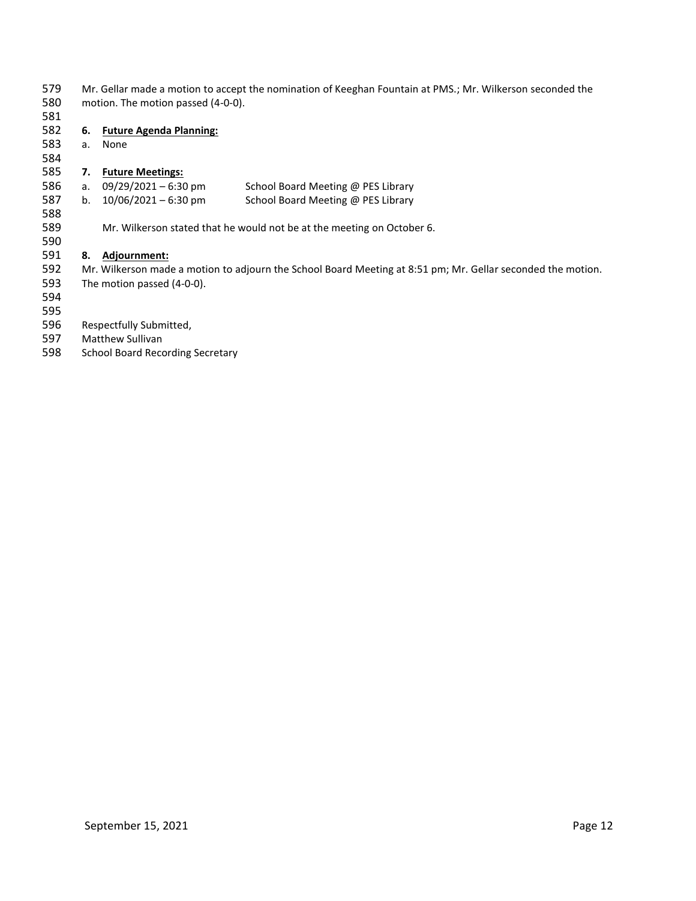Mr. Gellar made a motion to accept the nomination of Keeghan Fountain at PMS.; Mr. Wilkerson seconded the motion. The motion passed (4-0-0).

**6. Future Agenda Planning:**

a. None

**7. Future Meetings:**

a. 09/29/2021 – 6:30 pm School Board Meeting @ PES Library
b. 10/06/2021 – 6:30 pm School Board Meeting @ PES Library

Mr. Wilkerson stated that he would not be at the meeting on October 6.

**8. Adjournment:**

Mr. Wilkerson made a motion to adjourn the School Board Meeting at 8:51 pm; Mr. Gellar seconded the motion. The motion passed (4-0-0).

Respectfully Submitted,
Matthew Sullivan
School Board Recording Secretary